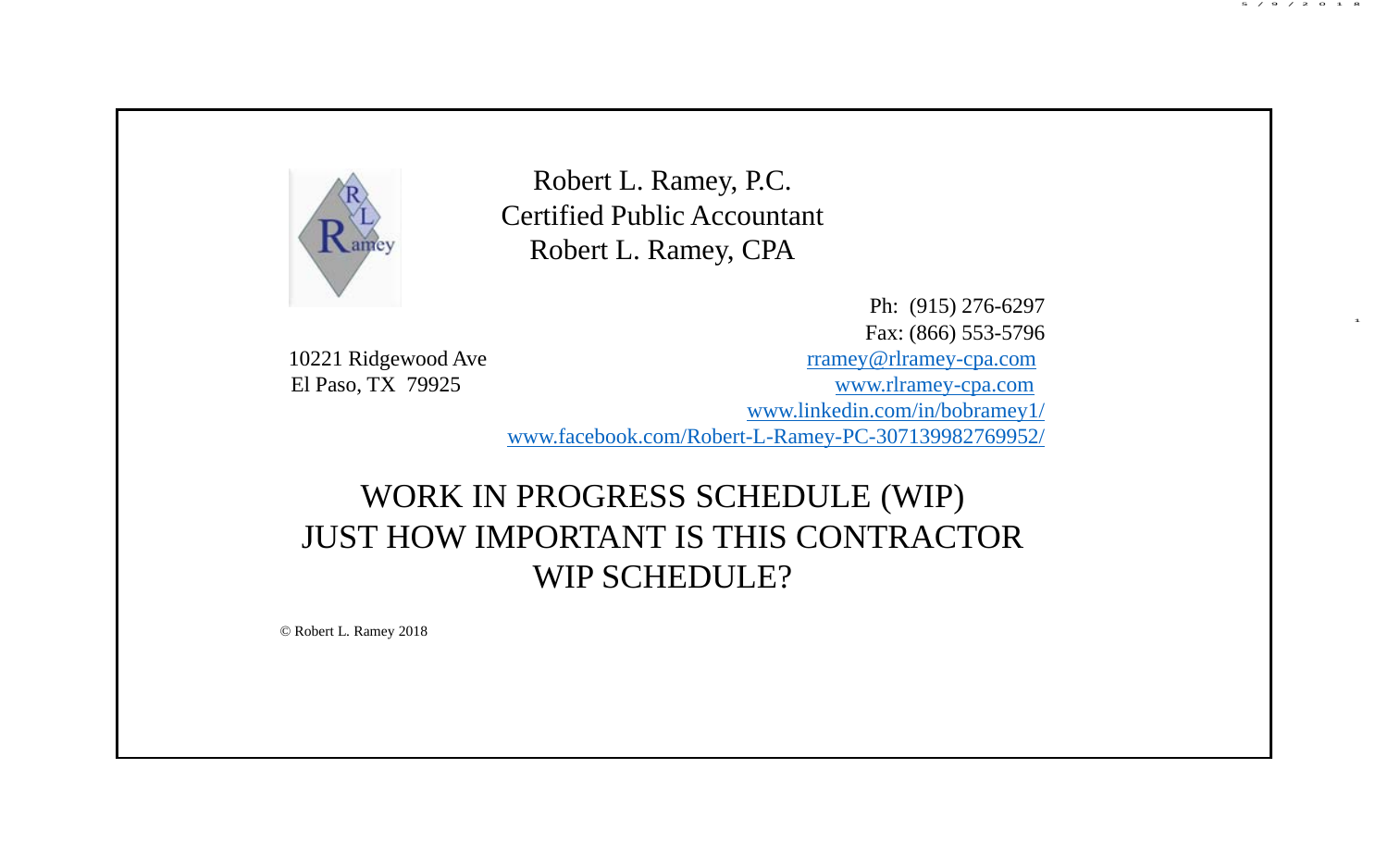Robert L. Ramey, P.C.
Certified Public Accountant
Robert L. Ramey, CPA

Ph: (915) 276-6297
Fax: (866) 553-5796

10221 Ridgewood Ave
El Paso, TX 79925

rramey@rlramey-cpa.com
www.rlramey-cpa.com
www.linkedin.com/in/bobramey1/
www.facebook.com/Robert-L-Ramey-PC-307139982769952/

# WORK IN PROGRESS SCHEDULE (WIP) JUST HOW IMPORTANT IS THIS CONTRACTOR WIP SCHEDULE?

© Robert L. Ramey 2018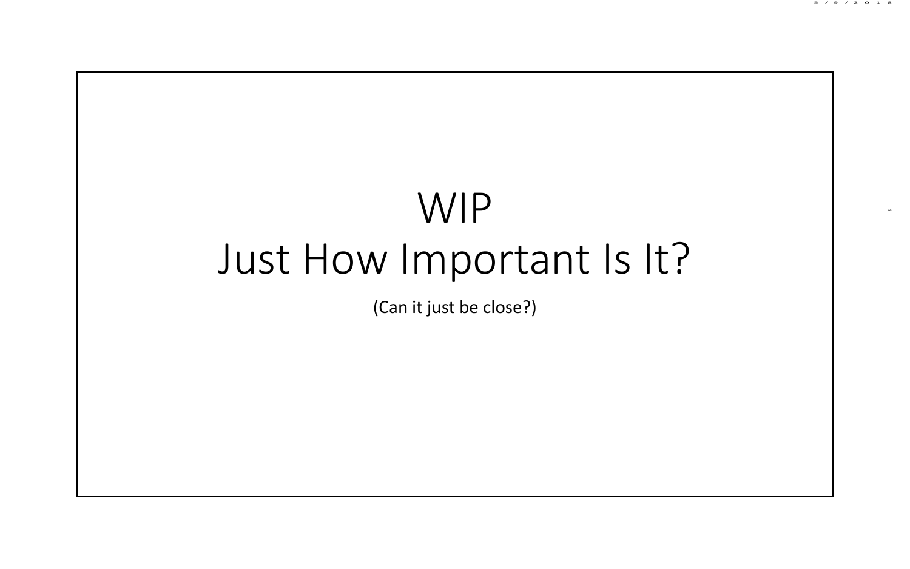# WIP
# Just How Important Is It?

(Can it just be close?)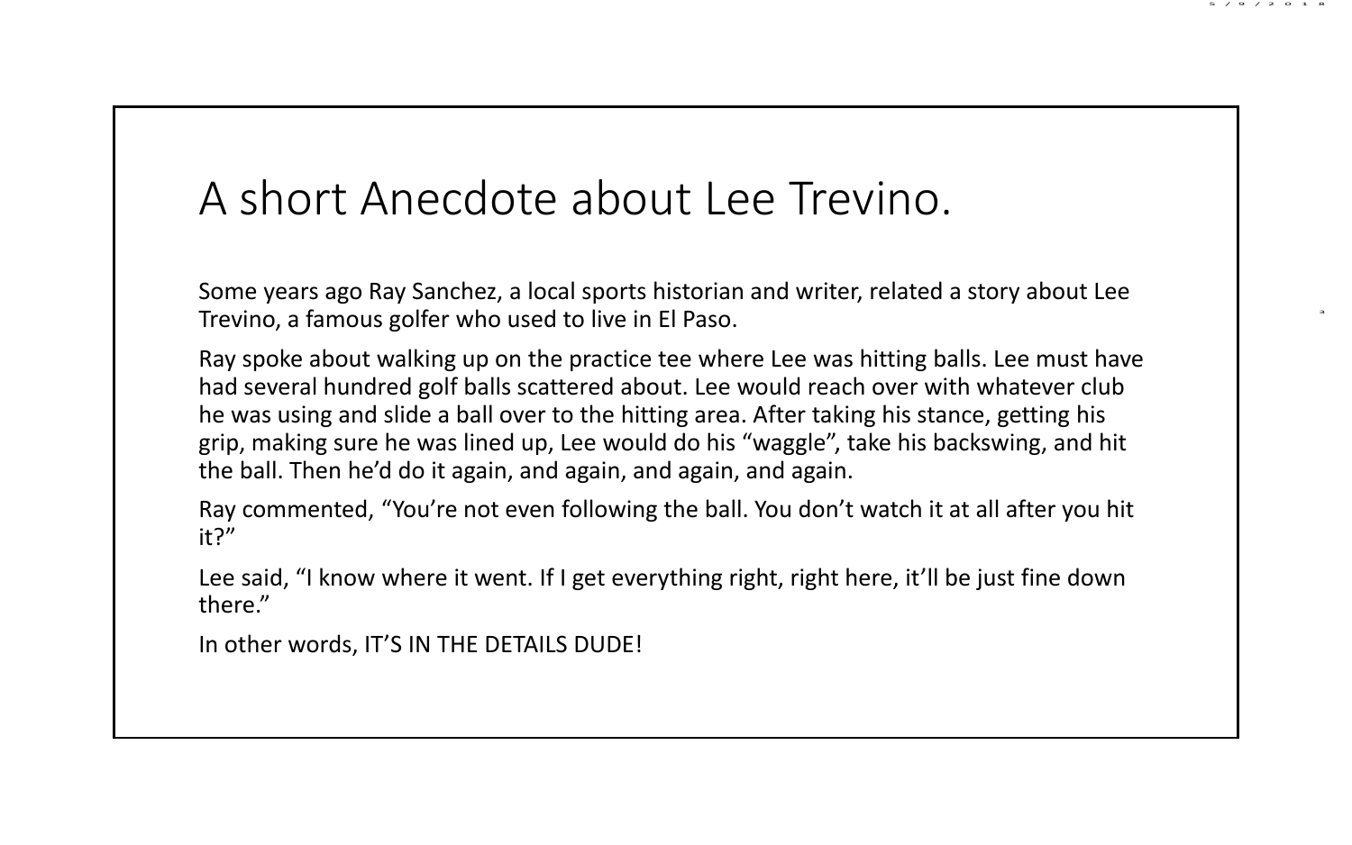# A short Anecdote about Lee Trevino.

Some years ago Ray Sanchez, a local sports historian and writer, related a story about Lee Trevino, a famous golfer who used to live in El Paso.

Ray spoke about walking up on the practice tee where Lee was hitting balls. Lee must have had several hundred golf balls scattered about. Lee would reach over with whatever club he was using and slide a ball over to the hitting area. After taking his stance, getting his grip, making sure he was lined up, Lee would do his “waggle”, take his backswing, and hit the ball. Then he’d do it again, and again, and again, and again.

Ray commented, “You’re not even following the ball. You don’t watch it at all after you hit it?”

Lee said, “I know where it went. If I get everything right, right here, it’ll be just fine down there.”

In other words, IT’S IN THE DETAILS DUDE!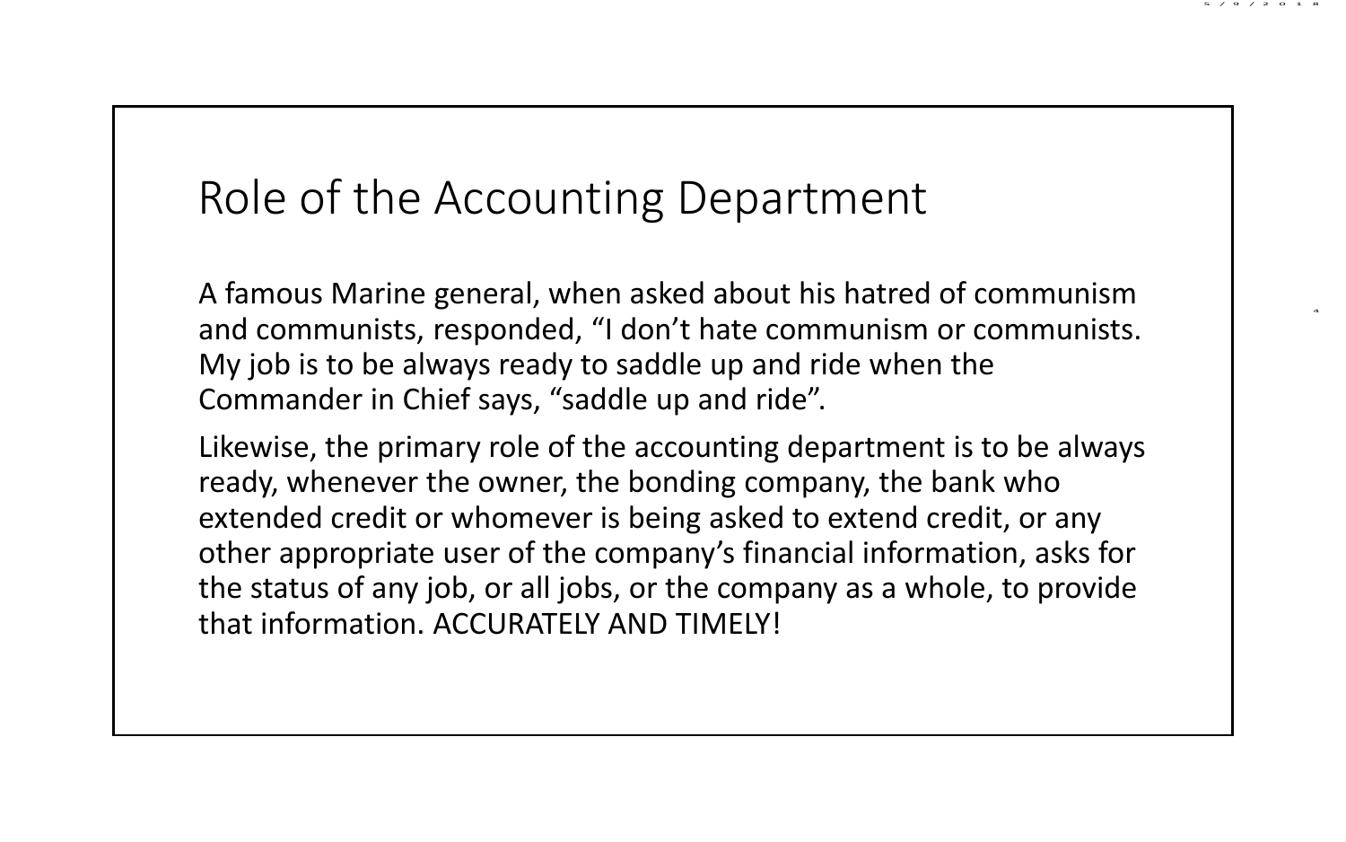# Role of the Accounting Department

A famous Marine general, when asked about his hatred of communism and communists, responded, “I don’t hate communism or communists. My job is to be always ready to saddle up and ride when the Commander in Chief says, “saddle up and ride”.

Likewise, the primary role of the accounting department is to be always ready, whenever the owner, the bonding company, the bank who extended credit or whomever is being asked to extend credit, or any other appropriate user of the company’s financial information, asks for the status of any job, or all jobs, or the company as a whole, to provide that information. ACCURATELY AND TIMELY!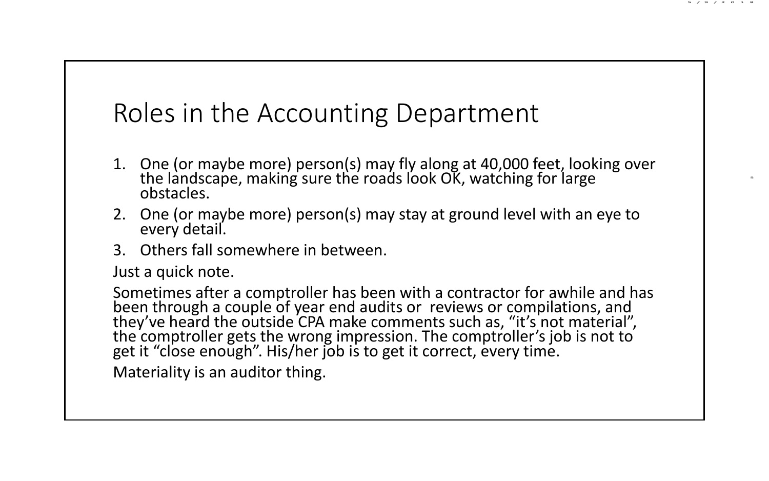# Roles in the Accounting Department

1. One (or maybe more) person(s) may fly along at 40,000 feet, looking over the landscape, making sure the roads look OK, watching for large obstacles.
2. One (or maybe more) person(s) may stay at ground level with an eye to every detail.
3. Others fall somewhere in between.

Just a quick note.

Sometimes after a comptroller has been with a contractor for awhile and has been through a couple of year end audits or reviews or compilations, and they've heard the outside CPA make comments such as, "it's not material", the comptroller gets the wrong impression. The comptroller's job is not to get it "close enough". His/her job is to get it correct, every time.

Materiality is an auditor thing.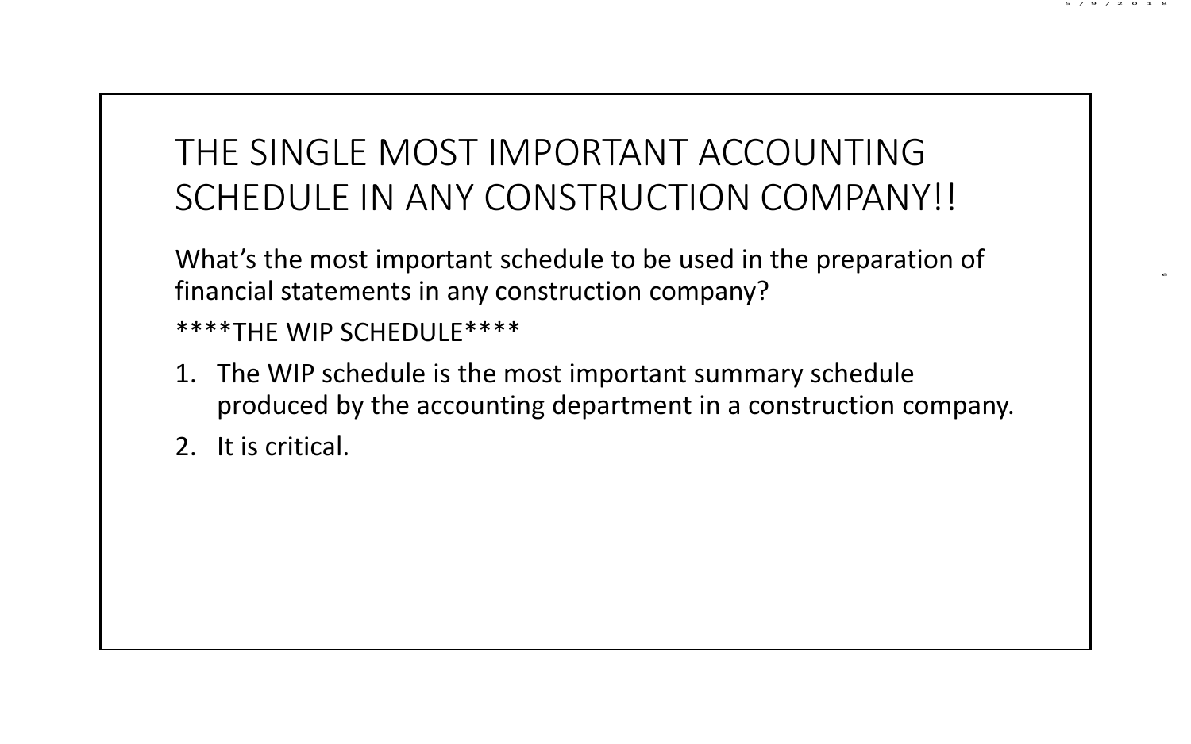# THE SINGLE MOST IMPORTANT ACCOUNTING SCHEDULE IN ANY CONSTRUCTION COMPANY!!

What's the most important schedule to be used in the preparation of financial statements in any construction company?

****THE WIP SCHEDULE****

1. The WIP schedule is the most important summary schedule produced by the accounting department in a construction company.
2. It is critical.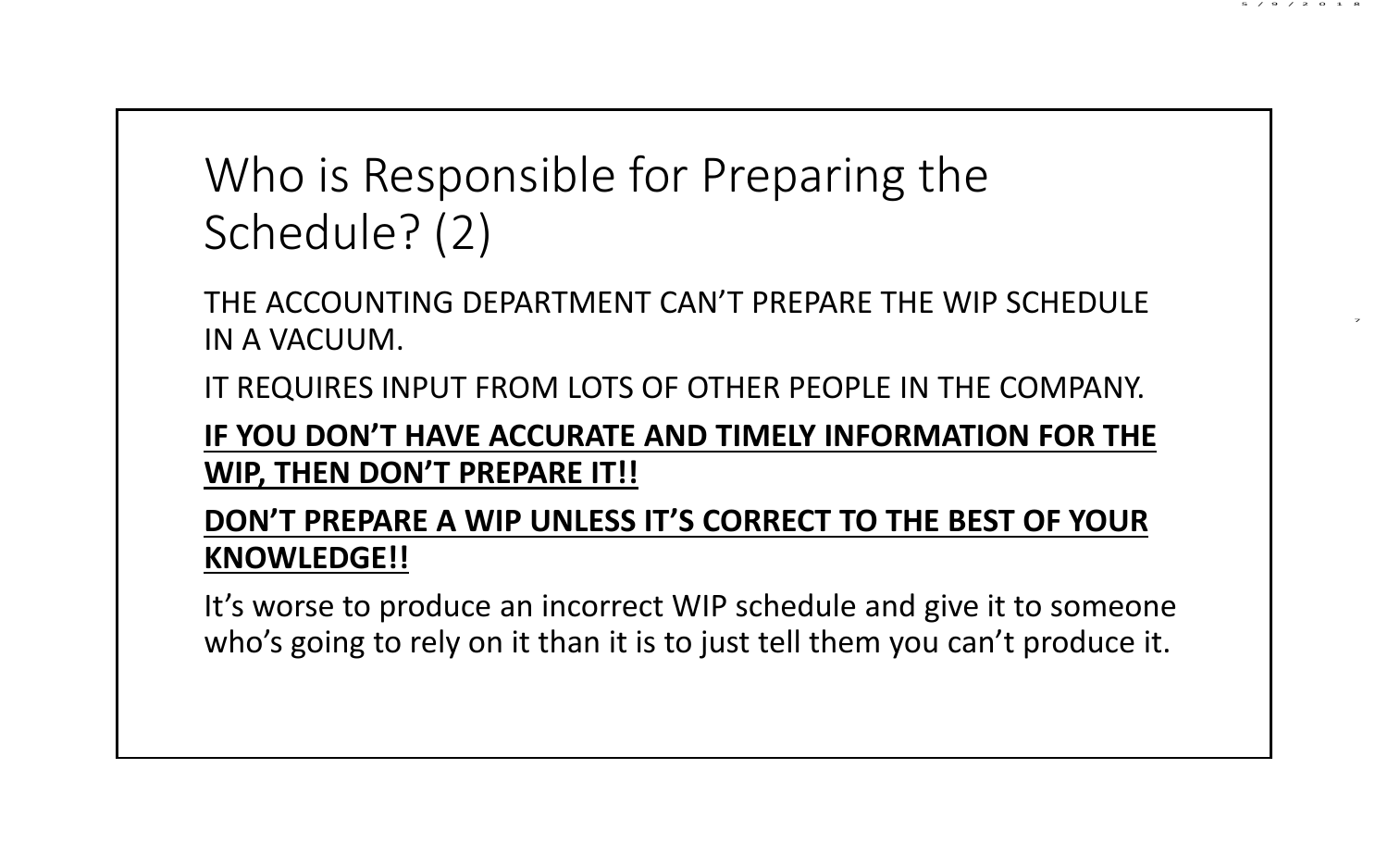# Who is Responsible for Preparing the Schedule? (2)

THE ACCOUNTING DEPARTMENT CAN'T PREPARE THE WIP SCHEDULE IN A VACUUM.

IT REQUIRES INPUT FROM LOTS OF OTHER PEOPLE IN THE COMPANY.

**IF YOU DON'T HAVE ACCURATE AND TIMELY INFORMATION FOR THE WIP, THEN DON'T PREPARE IT!!**

**DON'T PREPARE A WIP UNLESS IT'S CORRECT TO THE BEST OF YOUR KNOWLEDGE!!**

It's worse to produce an incorrect WIP schedule and give it to someone who's going to rely on it than it is to just tell them you can't produce it.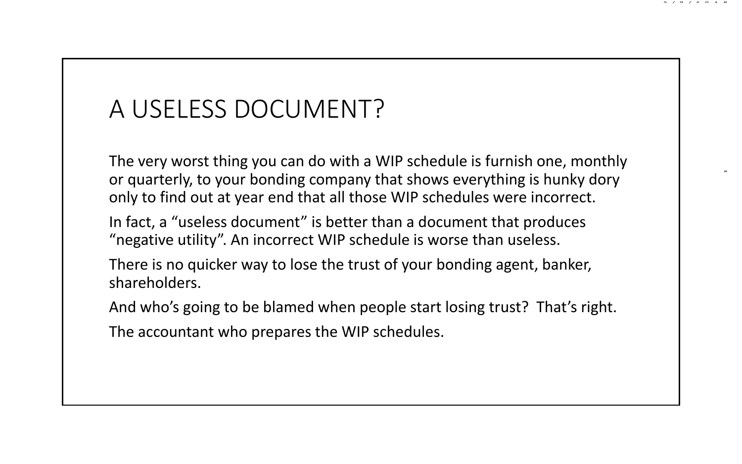# A USELESS DOCUMENT?

The very worst thing you can do with a WIP schedule is furnish one, monthly or quarterly, to your bonding company that shows everything is hunky dory only to find out at year end that all those WIP schedules were incorrect.

In fact, a "useless document" is better than a document that produces "negative utility". An incorrect WIP schedule is worse than useless.

There is no quicker way to lose the trust of your bonding agent, banker, shareholders.

And who's going to be blamed when people start losing trust? That's right.

The accountant who prepares the WIP schedules.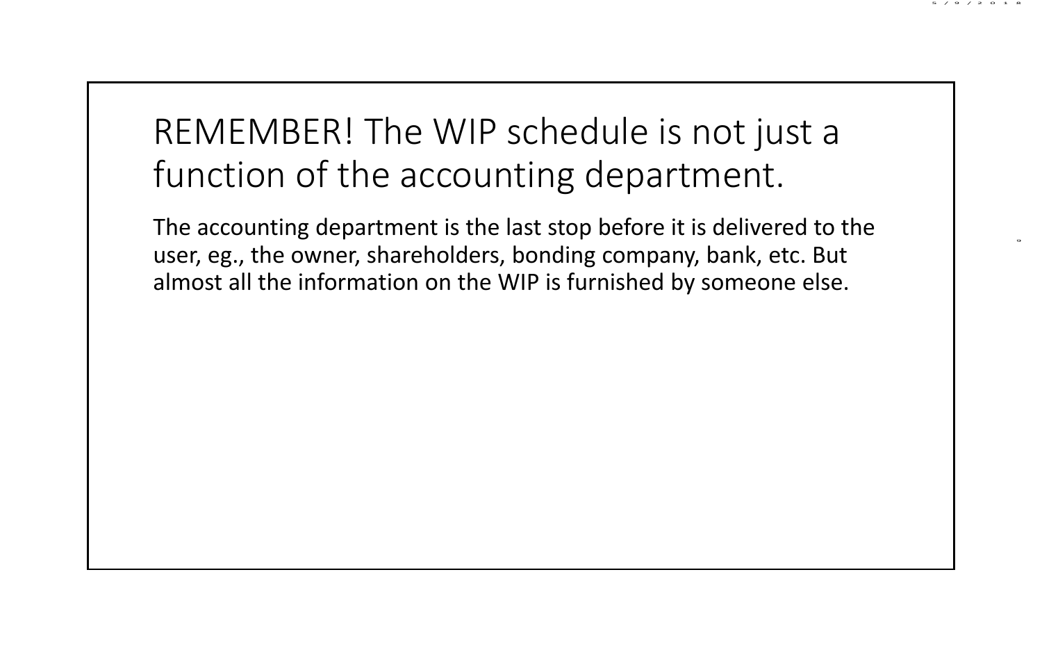# REMEMBER! The WIP schedule is not just a function of the accounting department.

The accounting department is the last stop before it is delivered to the user, eg., the owner, shareholders, bonding company, bank, etc. But almost all the information on the WIP is furnished by someone else.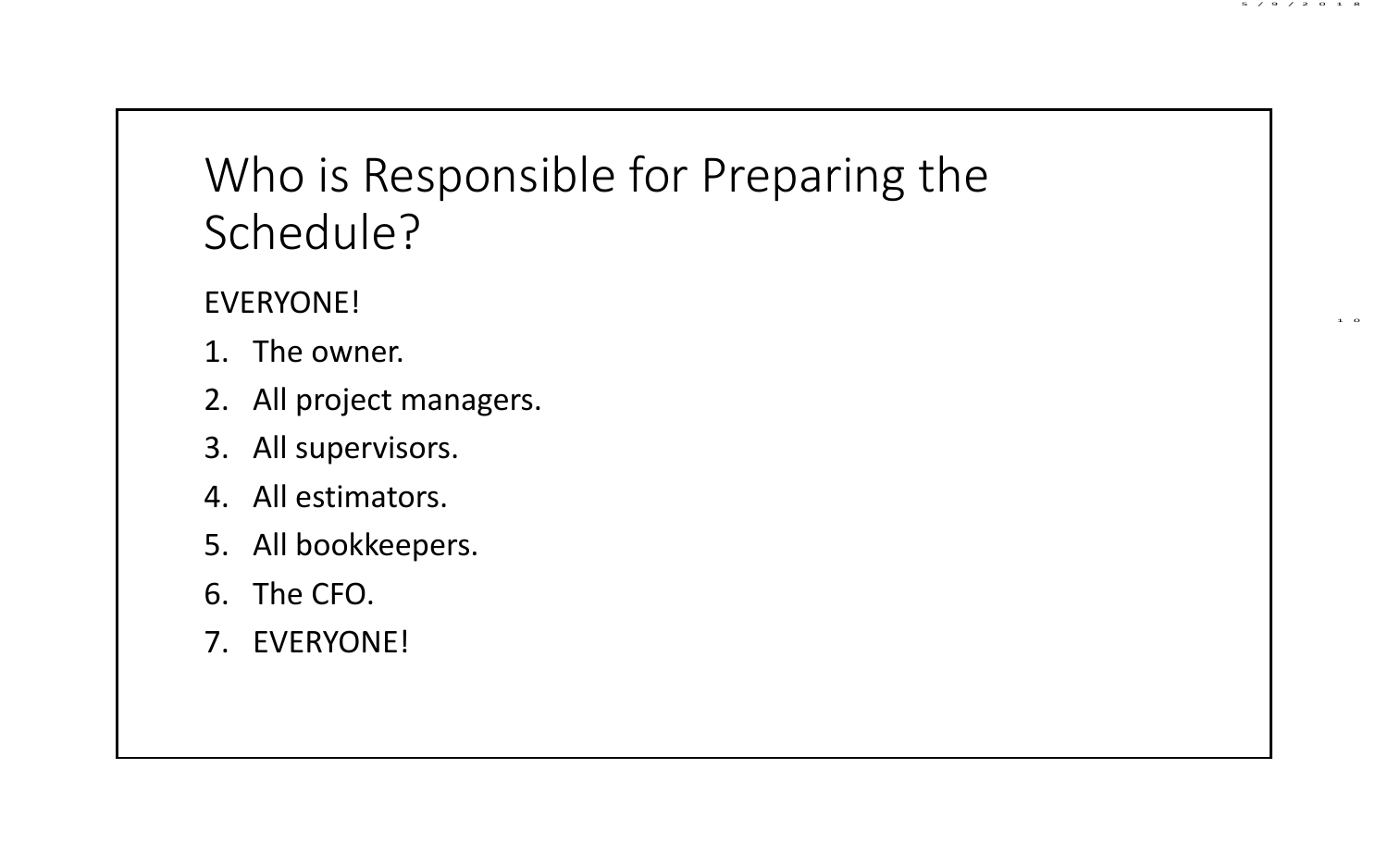# Who is Responsible for Preparing the Schedule?

EVERYONE!

1. The owner.
2. All project managers.
3. All supervisors.
4. All estimators.
5. All bookkeepers.
6. The CFO.
7. EVERYONE!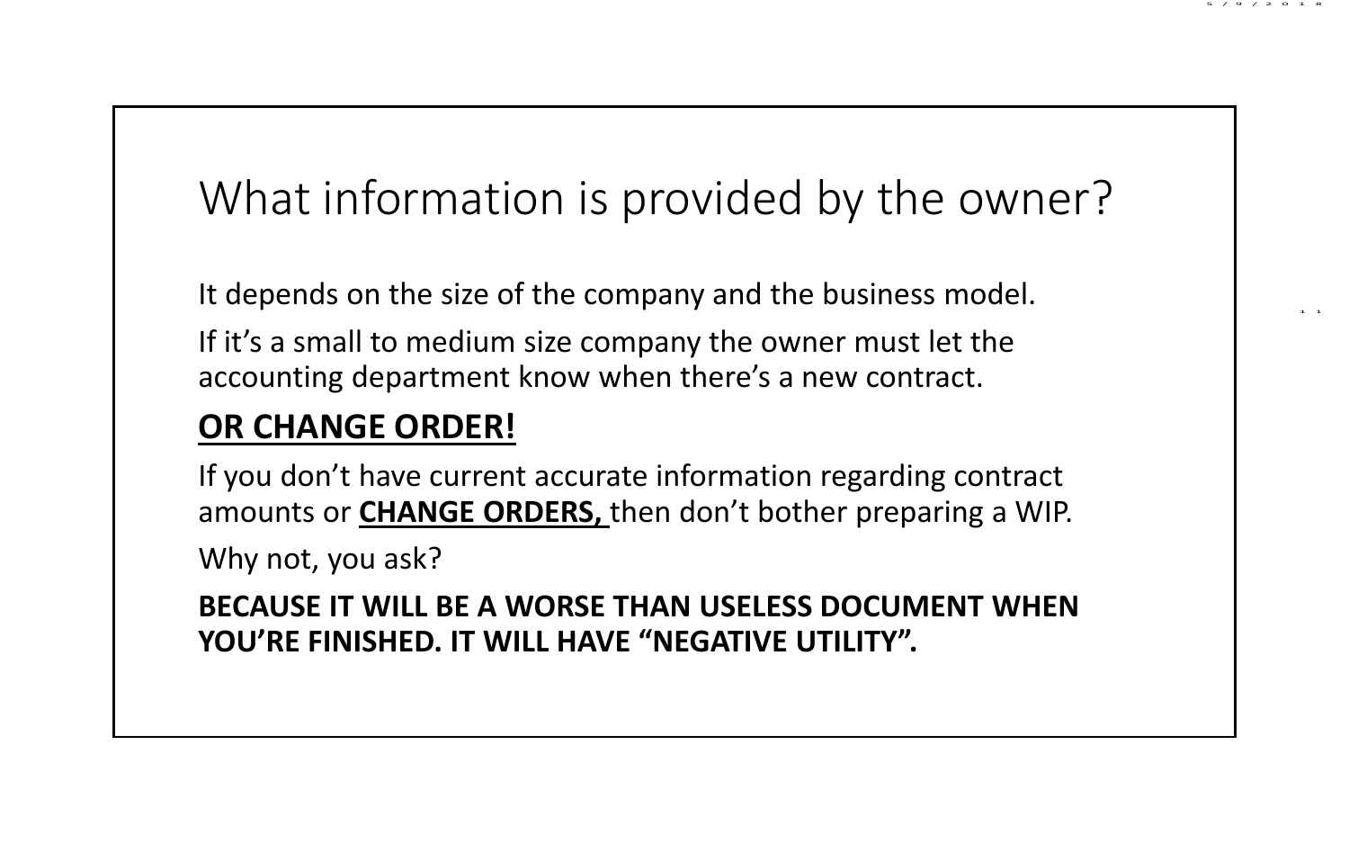# What information is provided by the owner?

It depends on the size of the company and the business model.

If it's a small to medium size company the owner must let the accounting department know when there's a new contract.

**OR CHANGE ORDER!**

If you don't have current accurate information regarding contract amounts or **CHANGE ORDERS,** then don't bother preparing a WIP.

Why not, you ask?

**BECAUSE IT WILL BE A WORSE THAN USELESS DOCUMENT WHEN YOU'RE FINISHED. IT WILL HAVE "NEGATIVE UTILITY".**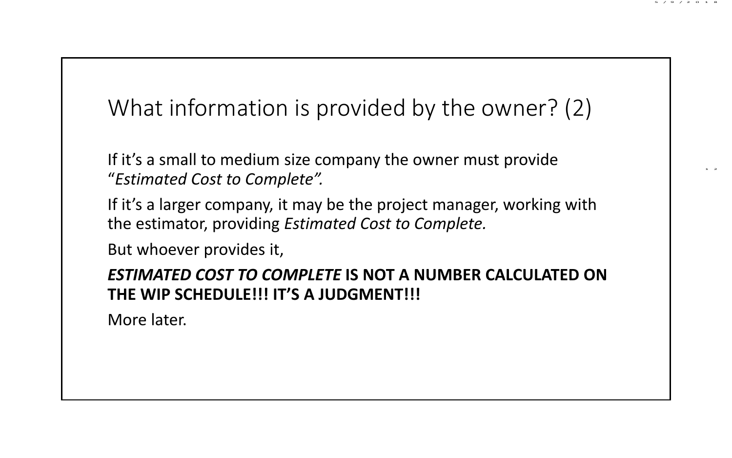# What information is provided by the owner? (2)

If it's a small to medium size company the owner must provide "*Estimated Cost to Complete".*

If it's a larger company, it may be the project manager, working with the estimator, providing *Estimated Cost to Complete.*

But whoever provides it,

***ESTIMATED COST TO COMPLETE* IS NOT A NUMBER CALCULATED ON THE WIP SCHEDULE!!! IT'S A JUDGMENT!!!**

More later.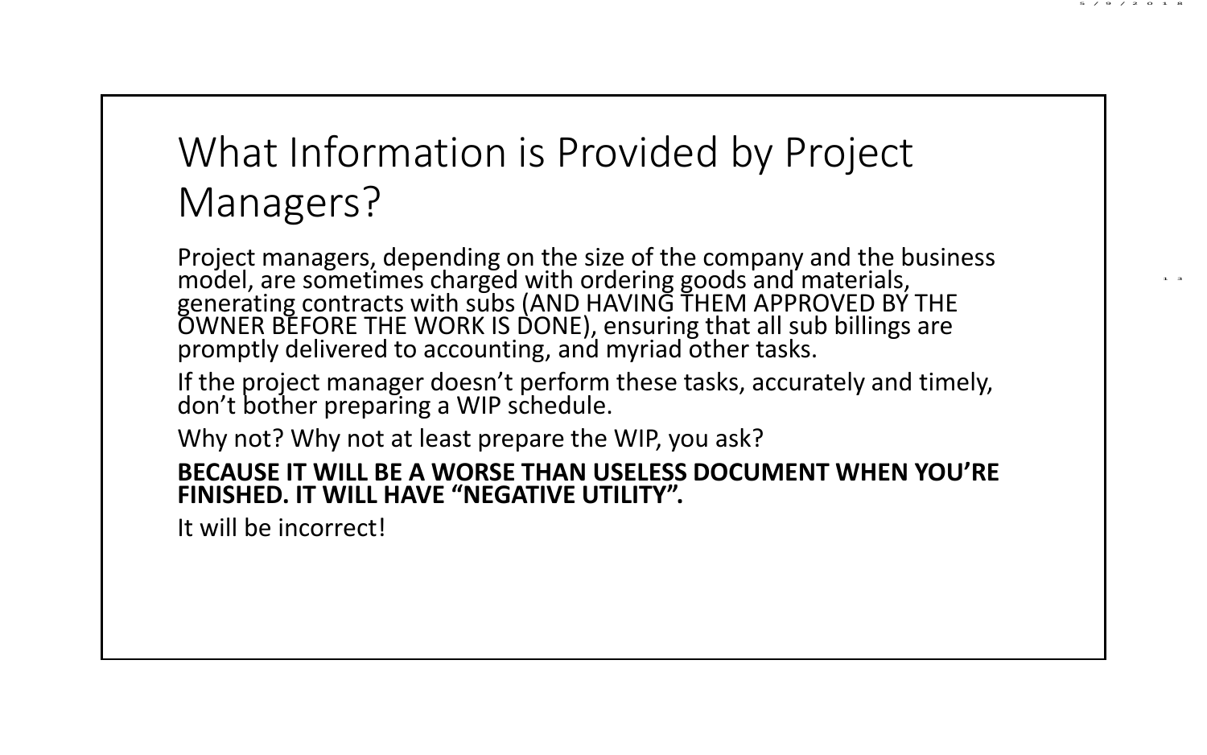# What Information is Provided by Project Managers?

Project managers, depending on the size of the company and the business model, are sometimes charged with ordering goods and materials, generating contracts with subs (AND HAVING THEM APPROVED BY THE OWNER BEFORE THE WORK IS DONE), ensuring that all sub billings are promptly delivered to accounting, and myriad other tasks.

If the project manager doesn't perform these tasks, accurately and timely, don't bother preparing a WIP schedule.

Why not? Why not at least prepare the WIP, you ask?

**BECAUSE IT WILL BE A WORSE THAN USELESS DOCUMENT WHEN YOU'RE FINISHED. IT WILL HAVE "NEGATIVE UTILITY".**

It will be incorrect!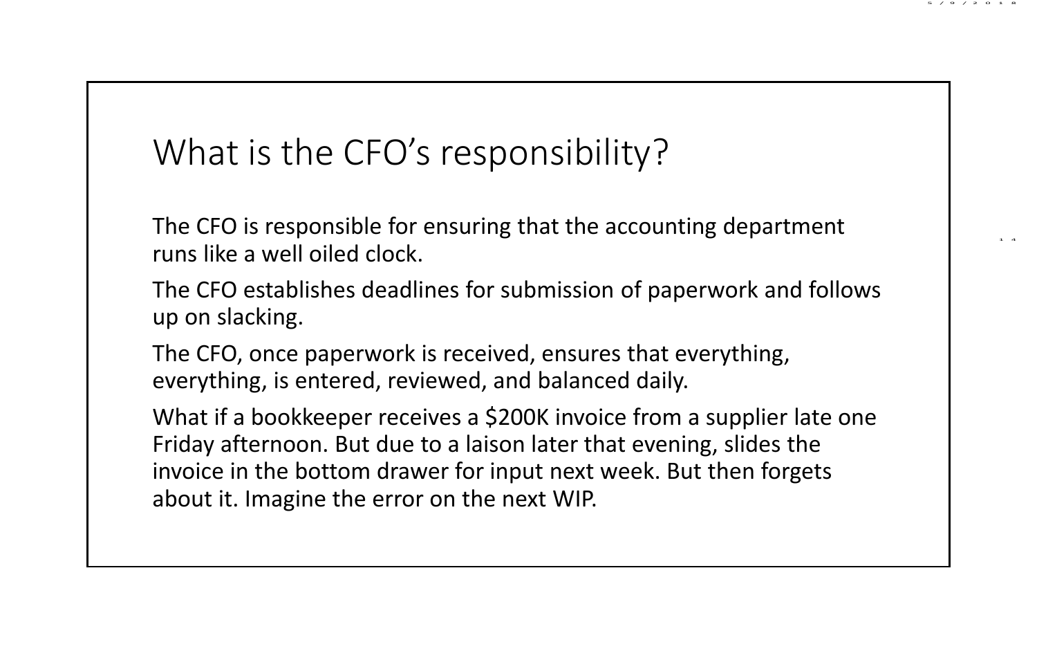# What is the CFO's responsibility?

The CFO is responsible for ensuring that the accounting department runs like a well oiled clock.

The CFO establishes deadlines for submission of paperwork and follows up on slacking.

The CFO, once paperwork is received, ensures that everything, everything, is entered, reviewed, and balanced daily.

What if a bookkeeper receives a $200K invoice from a supplier late one Friday afternoon. But due to a laison later that evening, slides the invoice in the bottom drawer for input next week. But then forgets about it. Imagine the error on the next WIP.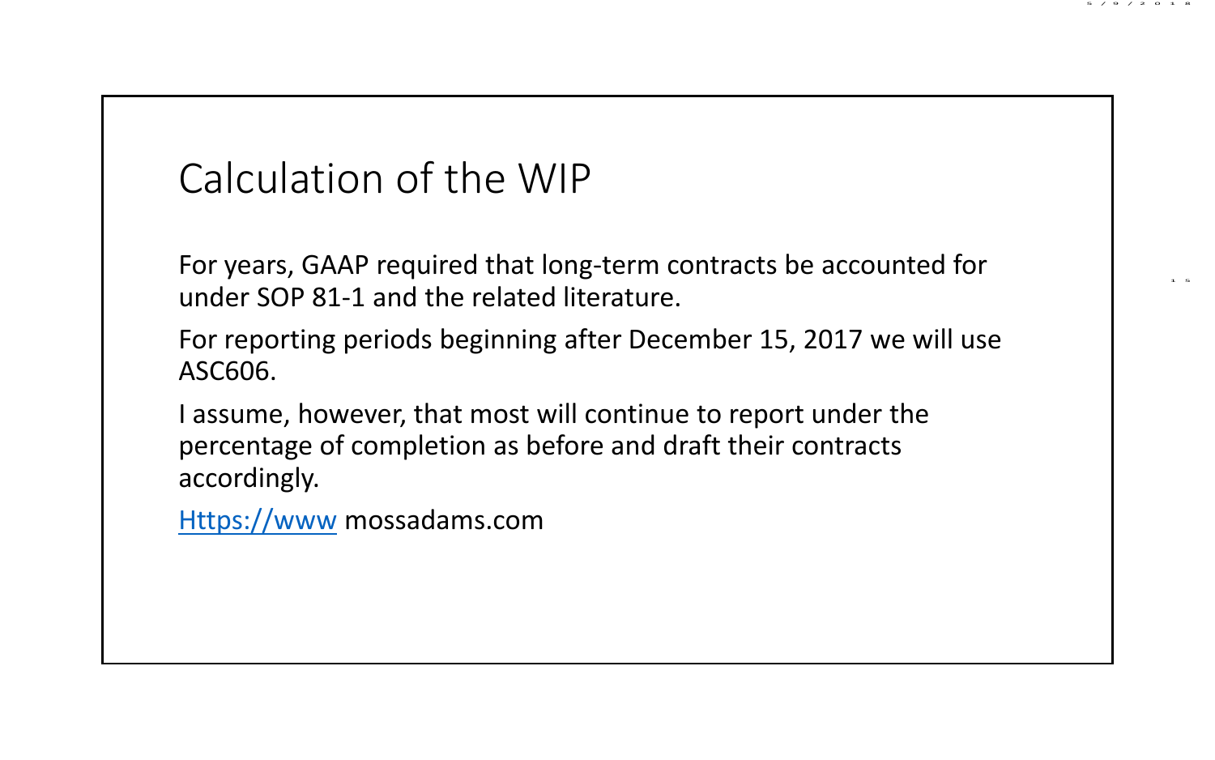# Calculation of the WIP

For years, GAAP required that long-term contracts be accounted for under SOP 81-1 and the related literature.

For reporting periods beginning after December 15, 2017 we will use ASC606.

I assume, however, that most will continue to report under the percentage of completion as before and draft their contracts accordingly.

Https://www mossadams.com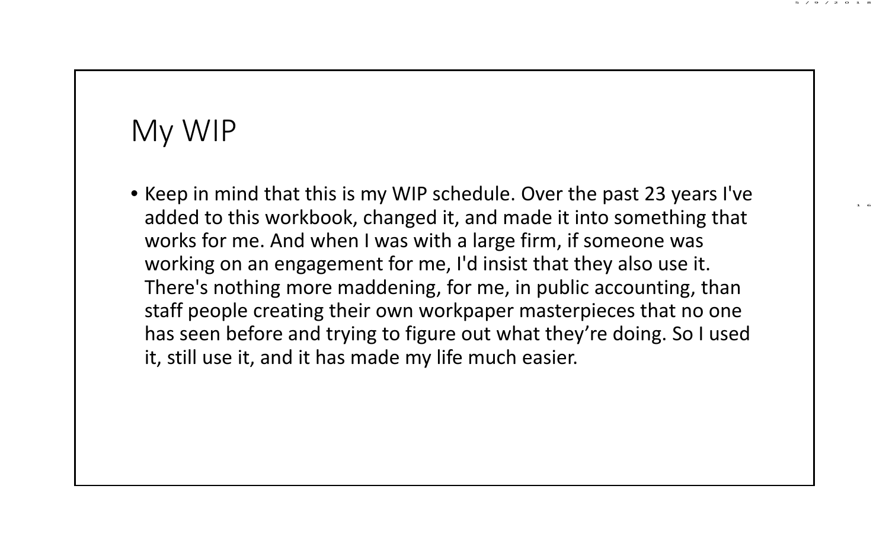# My WIP

- Keep in mind that this is my WIP schedule. Over the past 23 years I've added to this workbook, changed it, and made it into something that works for me. And when I was with a large firm, if someone was working on an engagement for me, I'd insist that they also use it. There's nothing more maddening, for me, in public accounting, than staff people creating their own workpaper masterpieces that no one has seen before and trying to figure out what they're doing. So I used it, still use it, and it has made my life much easier.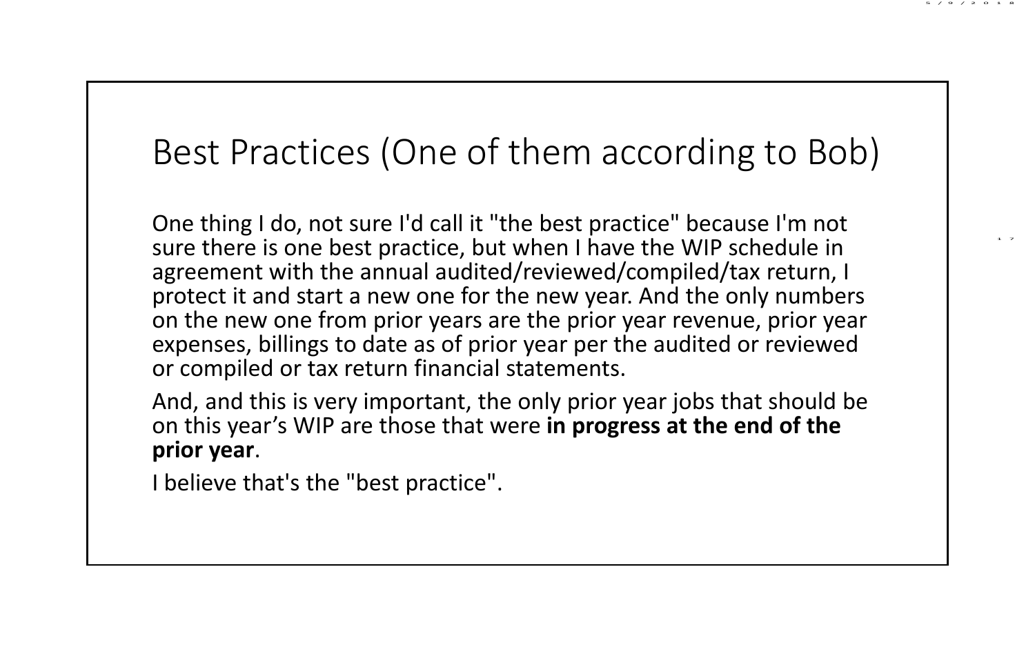# Best Practices (One of them according to Bob)

One thing I do, not sure I'd call it "the best practice" because I'm not sure there is one best practice, but when I have the WIP schedule in agreement with the annual audited/reviewed/compiled/tax return, I protect it and start a new one for the new year. And the only numbers on the new one from prior years are the prior year revenue, prior year expenses, billings to date as of prior year per the audited or reviewed or compiled or tax return financial statements.

And, and this is very important, the only prior year jobs that should be on this year's WIP are those that were **in progress at the end of the prior year**.

I believe that's the "best practice".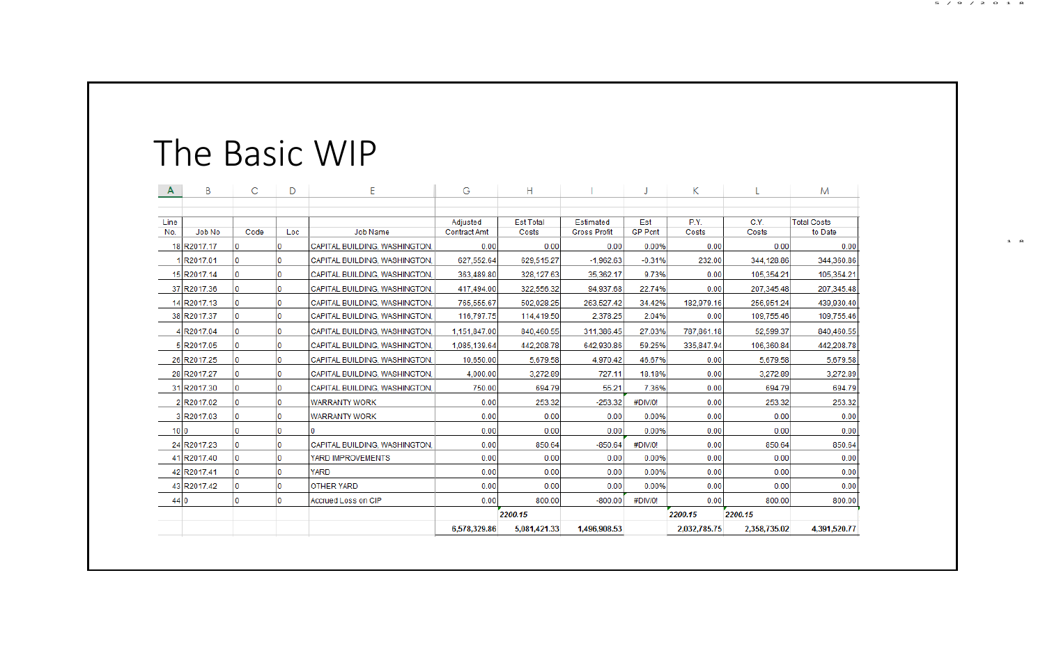# The Basic WIP

| A | B | C | D | E | G | H | I | J | K | L | M |
|---|---|---|---|---|---|---|---|---|---|---|---|
| Line No. | Job No | Code | Loc | Job Name | Adjusted Contract Amt | Est Total Costs | Estimated Gross Profit | Est GP Pcnt | P.Y. Costs | C.Y. Costs | Total Costs to Date |
| 18 | R2017.17 | 0 | 0 | CAPITAL BUILDING, WASHINGTON, | 0.00 | 0.00 | 0.00 | 0.00% | 0.00 | 0.00 | 0.00 |
| 1 | R2017.01 | 0 | 0 | CAPITAL BUILDING, WASHINGTON, | 627,552.64 | 629,515.27 | -1,962.63 | -0.31% | 232.00 | 344,128.86 | 344,360.86 |
| 15 | R2017.14 | 0 | 0 | CAPITAL BUILDING, WASHINGTON, | 363,489.80 | 328,127.63 | 35,362.17 | 9.73% | 0.00 | 105,354.21 | 105,354.21 |
| 37 | R2017.36 | 0 | 0 | CAPITAL BUILDING, WASHINGTON, | 417,494.00 | 322,556.32 | 94,937.68 | 22.74% | 0.00 | 207,345.48 | 207,345.48 |
| 14 | R2017.13 | 0 | 0 | CAPITAL BUILDING, WASHINGTON, | 765,555.67 | 502,028.25 | 263,527.42 | 34.42% | 182,979.16 | 256,951.24 | 439,930.40 |
| 38 | R2017.37 | 0 | 0 | CAPITAL BUILDING, WASHINGTON, | 116,797.75 | 114,419.50 | 2,378.25 | 2.04% | 0.00 | 109,755.46 | 109,755.46 |
| 4 | R2017.04 | 0 | 0 | CAPITAL BUILDING, WASHINGTON, | 1,151,847.00 | 840,460.55 | 311,386.45 | 27.03% | 787,861.18 | 52,599.37 | 840,460.55 |
| 5 | R2017.05 | 0 | 0 | CAPITAL BUILDING, WASHINGTON, | 1,085,139.64 | 442,208.78 | 642,930.86 | 59.25% | 335,847.94 | 106,360.84 | 442,208.78 |
| 26 | R2017.25 | 0 | 0 | CAPITAL BUILDING, WASHINGTON, | 10,650.00 | 5,679.58 | 4,970.42 | 46.67% | 0.00 | 5,679.58 | 5,679.58 |
| 28 | R2017.27 | 0 | 0 | CAPITAL BUILDING, WASHINGTON, | 4,000.00 | 3,272.89 | 727.11 | 18.18% | 0.00 | 3,272.89 | 3,272.89 |
| 31 | R2017.30 | 0 | 0 | CAPITAL BUILDING, WASHINGTON, | 750.00 | 694.79 | 55.21 | 7.36% | 0.00 | 694.79 | 694.79 |
| 2 | R2017.02 | 0 | 0 | WARRANTY WORK | 0.00 | 253.32 | -253.32 | #DIV/0! | 0.00 | 253.32 | 253.32 |
| 3 | R2017.03 | 0 | 0 | WARRANTY WORK | 0.00 | 0.00 | 0.00 | 0.00% | 0.00 | 0.00 | 0.00 |
| 10 | 0 | 0 | 0 | 0 | 0.00 | 0.00 | 0.00 | 0.00% | 0.00 | 0.00 | 0.00 |
| 24 | R2017.23 | 0 | 0 | CAPITAL BUILDING, WASHINGTON, | 0.00 | 850.64 | -850.64 | #DIV/0! | 0.00 | 850.64 | 850.64 |
| 41 | R2017.40 | 0 | 0 | YARD IMPROVEMENTS | 0.00 | 0.00 | 0.00 | 0.00% | 0.00 | 0.00 | 0.00 |
| 42 | R2017.41 | 0 | 0 | YARD | 0.00 | 0.00 | 0.00 | 0.00% | 0.00 | 0.00 | 0.00 |
| 43 | R2017.42 | 0 | 0 | OTHER YARD | 0.00 | 0.00 | 0.00 | 0.00% | 0.00 | 0.00 | 0.00 |
| 44 | 0 | 0 | 0 | Accrued Loss on CIP | 0.00 | 800.00 | -800.00 | #DIV/0! | 0.00 | 800.00 | 800.00 |
| | | | | | | *2200.15* | | | *2200.15* | *2200.15* | |
| | | | | | 6,578,329.86 | 5,081,421.33 | 1,496,908.53 | | 2,032,785.75 | 2,358,735.02 | 4,391,520.77 |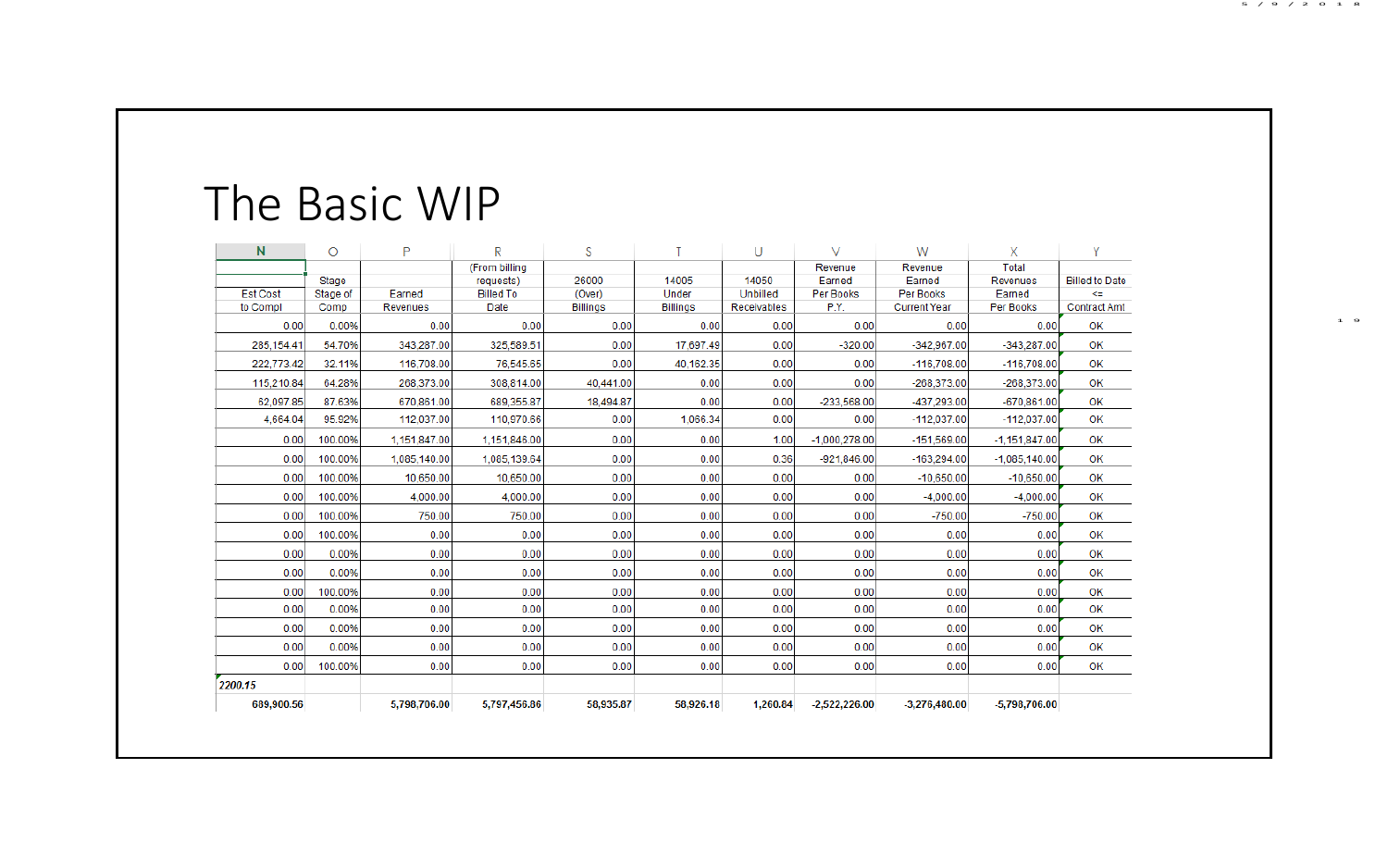# The Basic WIP

| N | O | P | R | S | T | U | V | W | X | Y |
|---|---|---|---|---|---|---|---|---|---|---|
| Est Cost to Compl | Stage Stage of Comp | Earned Revenues | (From billing requests) Billed To Date | 26000 (Over) Billings | 14005 Under Billings | 14050 Unbilled Receivables | Revenue Earned Per Books P.Y. | Revenue Earned Per Books Current Year | Total Revenues Earned Per Books | Billed to Date <= Contract Amt |
| 0.00 | 0.00% | 0.00 | 0.00 | 0.00 | 0.00 | 0.00 | 0.00 | 0.00 | 0.00 | OK |
| 285,154.41 | 54.70% | 343,287.00 | 325,589.51 | 0.00 | 17,697.49 | 0.00 | -320.00 | -342,967.00 | -343,287.00 | OK |
| 222,773.42 | 32.11% | 116,708.00 | 76,545.65 | 0.00 | 40,162.35 | 0.00 | 0.00 | -116,708.00 | -116,708.00 | OK |
| 115,210.84 | 64.28% | 268,373.00 | 308,814.00 | 40,441.00 | 0.00 | 0.00 | 0.00 | -268,373.00 | -268,373.00 | OK |
| 62,097.85 | 87.63% | 670,861.00 | 689,355.87 | 18,494.87 | 0.00 | 0.00 | -233,568.00 | -437,293.00 | -670,861.00 | OK |
| 4,664.04 | 95.92% | 112,037.00 | 110,970.66 | 0.00 | 1,066.34 | 0.00 | 0.00 | -112,037.00 | -112,037.00 | OK |
| 0.00 | 100.00% | 1,151,847.00 | 1,151,846.00 | 0.00 | 0.00 | 1.00 | -1,000,278.00 | -151,569.00 | -1,151,847.00 | OK |
| 0.00 | 100.00% | 1,085,140.00 | 1,085,139.64 | 0.00 | 0.00 | 0.36 | -921,846.00 | -163,294.00 | -1,085,140.00 | OK |
| 0.00 | 100.00% | 10,650.00 | 10,650.00 | 0.00 | 0.00 | 0.00 | 0.00 | -10,650.00 | -10,650.00 | OK |
| 0.00 | 100.00% | 4,000.00 | 4,000.00 | 0.00 | 0.00 | 0.00 | 0.00 | -4,000.00 | -4,000.00 | OK |
| 0.00 | 100.00% | 750.00 | 750.00 | 0.00 | 0.00 | 0.00 | 0.00 | -750.00 | -750.00 | OK |
| 0.00 | 100.00% | 0.00 | 0.00 | 0.00 | 0.00 | 0.00 | 0.00 | 0.00 | 0.00 | OK |
| 0.00 | 0.00% | 0.00 | 0.00 | 0.00 | 0.00 | 0.00 | 0.00 | 0.00 | 0.00 | OK |
| 0.00 | 0.00% | 0.00 | 0.00 | 0.00 | 0.00 | 0.00 | 0.00 | 0.00 | 0.00 | OK |
| 0.00 | 100.00% | 0.00 | 0.00 | 0.00 | 0.00 | 0.00 | 0.00 | 0.00 | 0.00 | OK |
| 0.00 | 0.00% | 0.00 | 0.00 | 0.00 | 0.00 | 0.00 | 0.00 | 0.00 | 0.00 | OK |
| 0.00 | 0.00% | 0.00 | 0.00 | 0.00 | 0.00 | 0.00 | 0.00 | 0.00 | 0.00 | OK |
| 0.00 | 0.00% | 0.00 | 0.00 | 0.00 | 0.00 | 0.00 | 0.00 | 0.00 | 0.00 | OK |
| 0.00 | 100.00% | 0.00 | 0.00 | 0.00 | 0.00 | 0.00 | 0.00 | 0.00 | 0.00 | OK |
| *2200.15* | | | | | | | | | | |
| **689,900.56** | | **5,798,706.00** | **5,797,456.86** | **58,935.87** | **58,926.18** | **1,260.84** | **-2,522,226.00** | **-3,276,480.00** | **-5,798,706.00** | |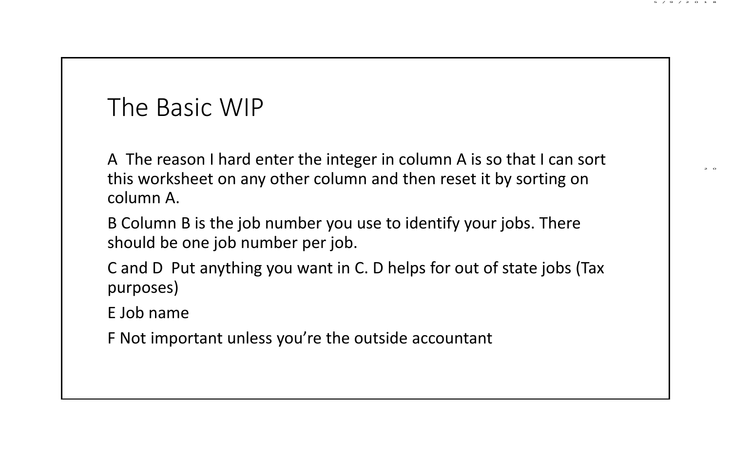# The Basic WIP

A  The reason I hard enter the integer in column A is so that I can sort this worksheet on any other column and then reset it by sorting on column A.

B Column B is the job number you use to identify your jobs. There should be one job number per job.

C and D  Put anything you want in C. D helps for out of state jobs (Tax purposes)

E Job name

F Not important unless you're the outside accountant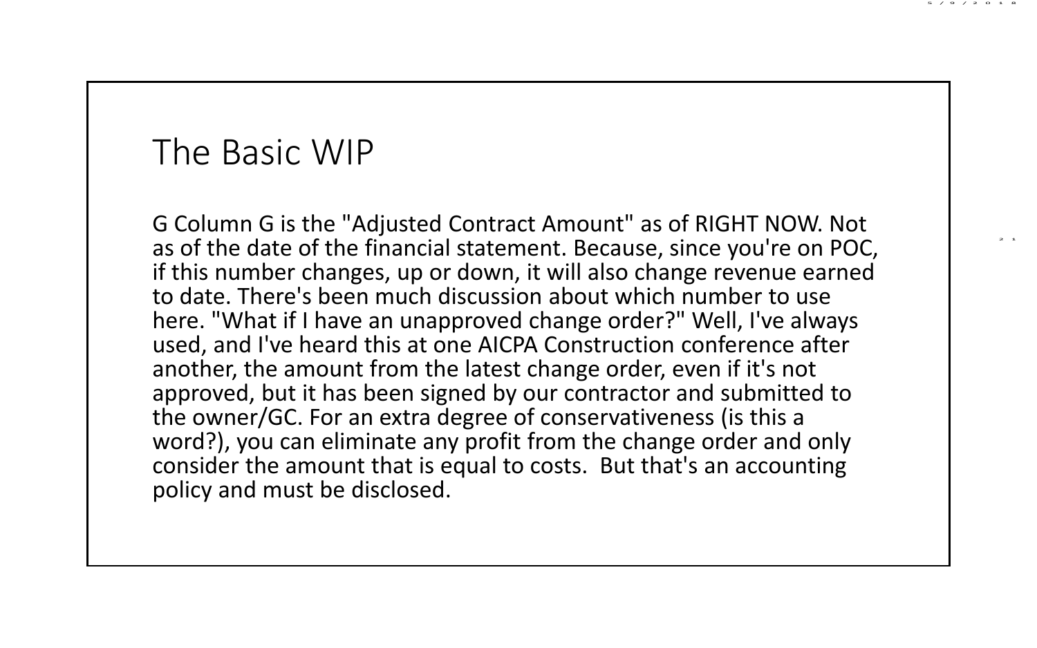# The Basic WIP

G Column G is the "Adjusted Contract Amount" as of RIGHT NOW. Not as of the date of the financial statement. Because, since you're on POC, if this number changes, up or down, it will also change revenue earned to date. There's been much discussion about which number to use here. "What if I have an unapproved change order?" Well, I've always used, and I've heard this at one AICPA Construction conference after another, the amount from the latest change order, even if it's not approved, but it has been signed by our contractor and submitted to the owner/GC. For an extra degree of conservativeness (is this a word?), you can eliminate any profit from the change order and only consider the amount that is equal to costs. But that's an accounting policy and must be disclosed.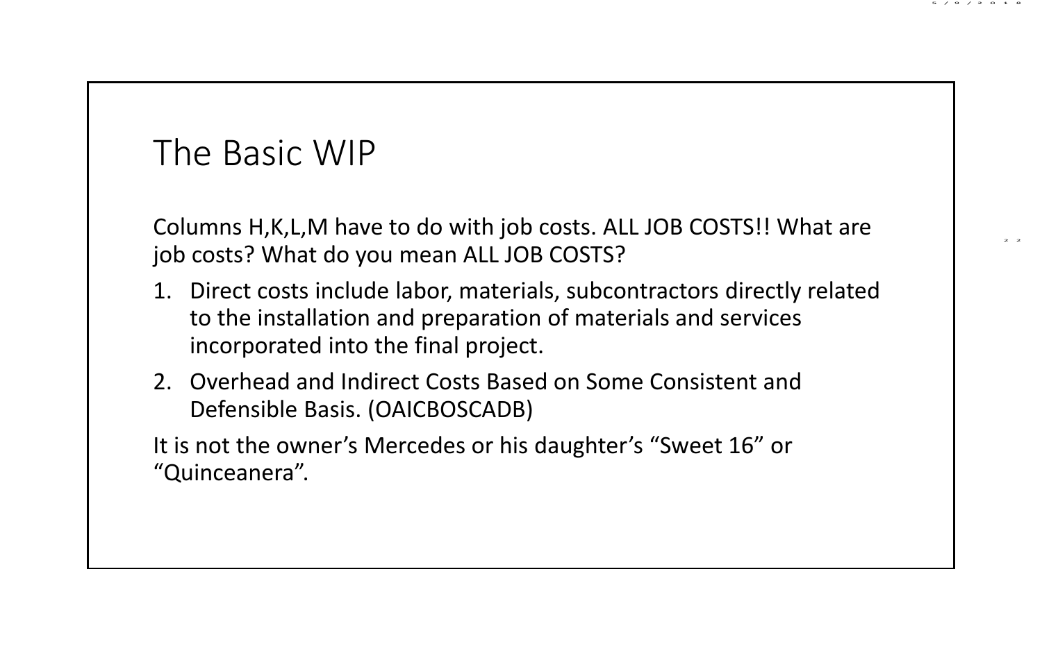# The Basic WIP

Columns H,K,L,M have to do with job costs. ALL JOB COSTS!! What are job costs? What do you mean ALL JOB COSTS?

1. Direct costs include labor, materials, subcontractors directly related to the installation and preparation of materials and services incorporated into the final project.
2. Overhead and Indirect Costs Based on Some Consistent and Defensible Basis. (OAICBOSCADB)

It is not the owner's Mercedes or his daughter's "Sweet 16" or "Quinceanera".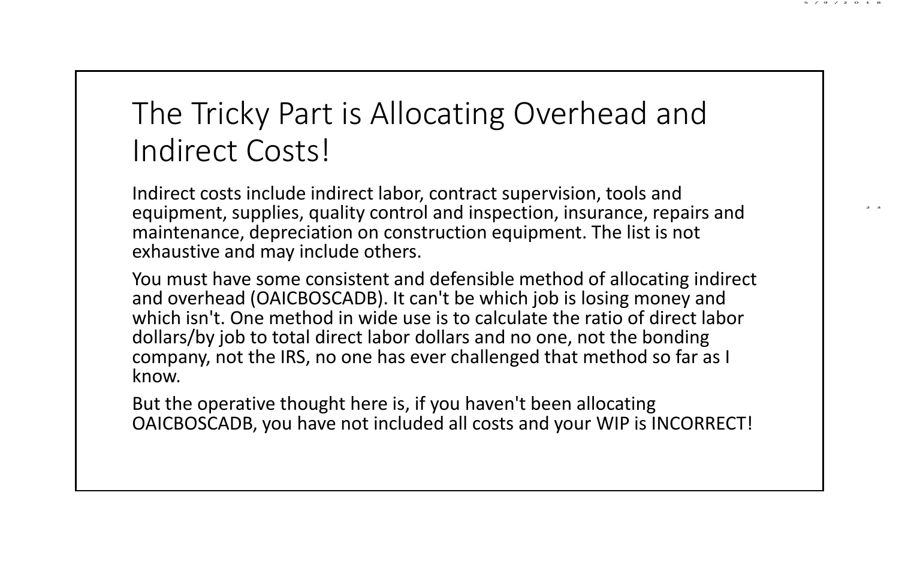# The Tricky Part is Allocating Overhead and Indirect Costs!

Indirect costs include indirect labor, contract supervision, tools and equipment, supplies, quality control and inspection, insurance, repairs and maintenance, depreciation on construction equipment. The list is not exhaustive and may include others.

You must have some consistent and defensible method of allocating indirect and overhead (OAICBOSCADB). It can't be which job is losing money and which isn't. One method in wide use is to calculate the ratio of direct labor dollars/by job to total direct labor dollars and no one, not the bonding company, not the IRS, no one has ever challenged that method so far as I know.

But the operative thought here is, if you haven't been allocating OAICBOSCADB, you have not included all costs and your WIP is INCORRECT!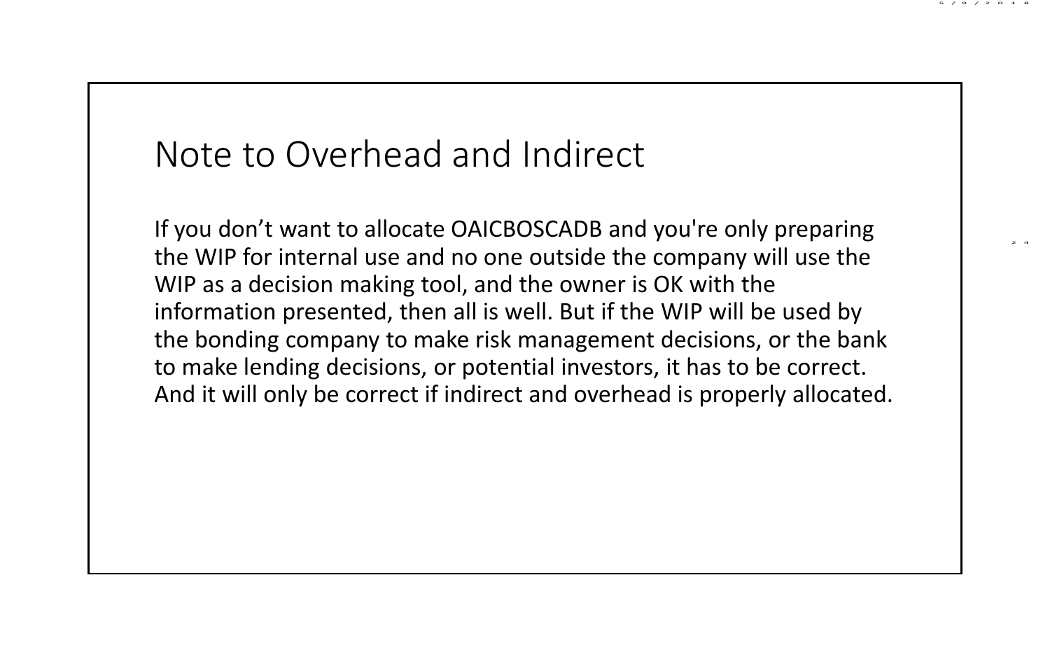# Note to Overhead and Indirect

If you don’t want to allocate OAICBOSCADB and you're only preparing the WIP for internal use and no one outside the company will use the WIP as a decision making tool, and the owner is OK with the information presented, then all is well. But if the WIP will be used by the bonding company to make risk management decisions, or the bank to make lending decisions, or potential investors, it has to be correct. And it will only be correct if indirect and overhead is properly allocated.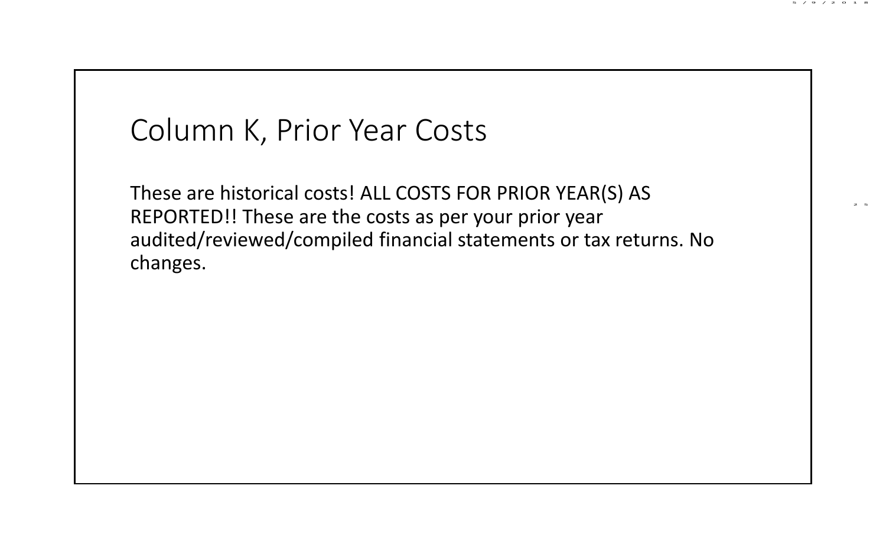# Column K, Prior Year Costs

These are historical costs! ALL COSTS FOR PRIOR YEAR(S) AS REPORTED!! These are the costs as per your prior year audited/reviewed/compiled financial statements or tax returns. No changes.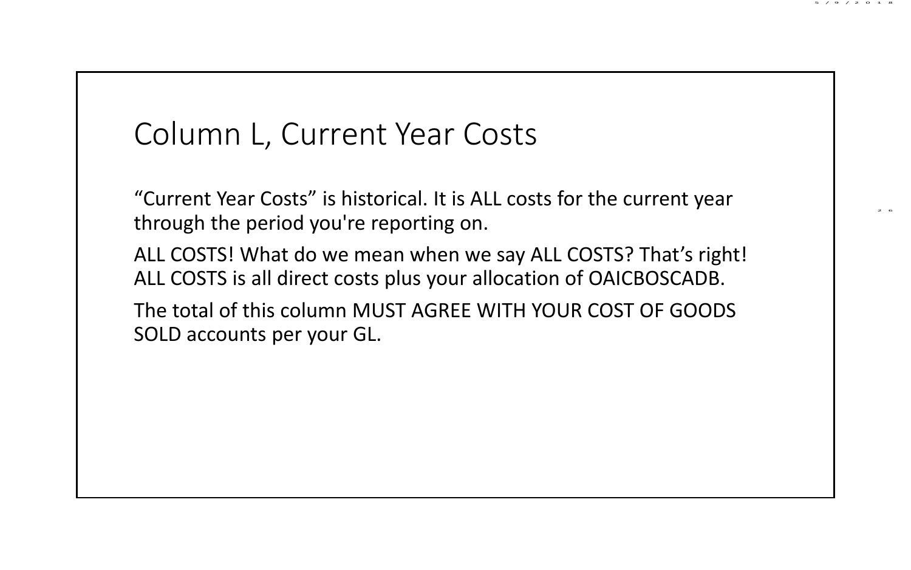# Column L, Current Year Costs

“Current Year Costs” is historical. It is ALL costs for the current year through the period you're reporting on.

ALL COSTS! What do we mean when we say ALL COSTS? That’s right! ALL COSTS is all direct costs plus your allocation of OAICBOSCADB.

The total of this column MUST AGREE WITH YOUR COST OF GOODS SOLD accounts per your GL.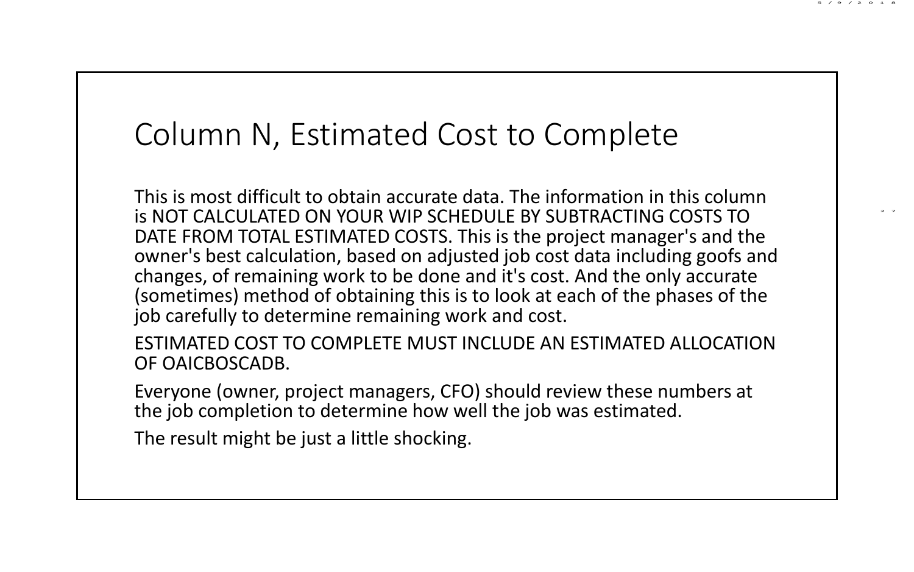# Column N, Estimated Cost to Complete

This is most difficult to obtain accurate data. The information in this column is NOT CALCULATED ON YOUR WIP SCHEDULE BY SUBTRACTING COSTS TO DATE FROM TOTAL ESTIMATED COSTS. This is the project manager's and the owner's best calculation, based on adjusted job cost data including goofs and changes, of remaining work to be done and it's cost. And the only accurate (sometimes) method of obtaining this is to look at each of the phases of the job carefully to determine remaining work and cost.

ESTIMATED COST TO COMPLETE MUST INCLUDE AN ESTIMATED ALLOCATION OF OAICBOSCADB.

Everyone (owner, project managers, CFO) should review these numbers at the job completion to determine how well the job was estimated.

The result might be just a little shocking.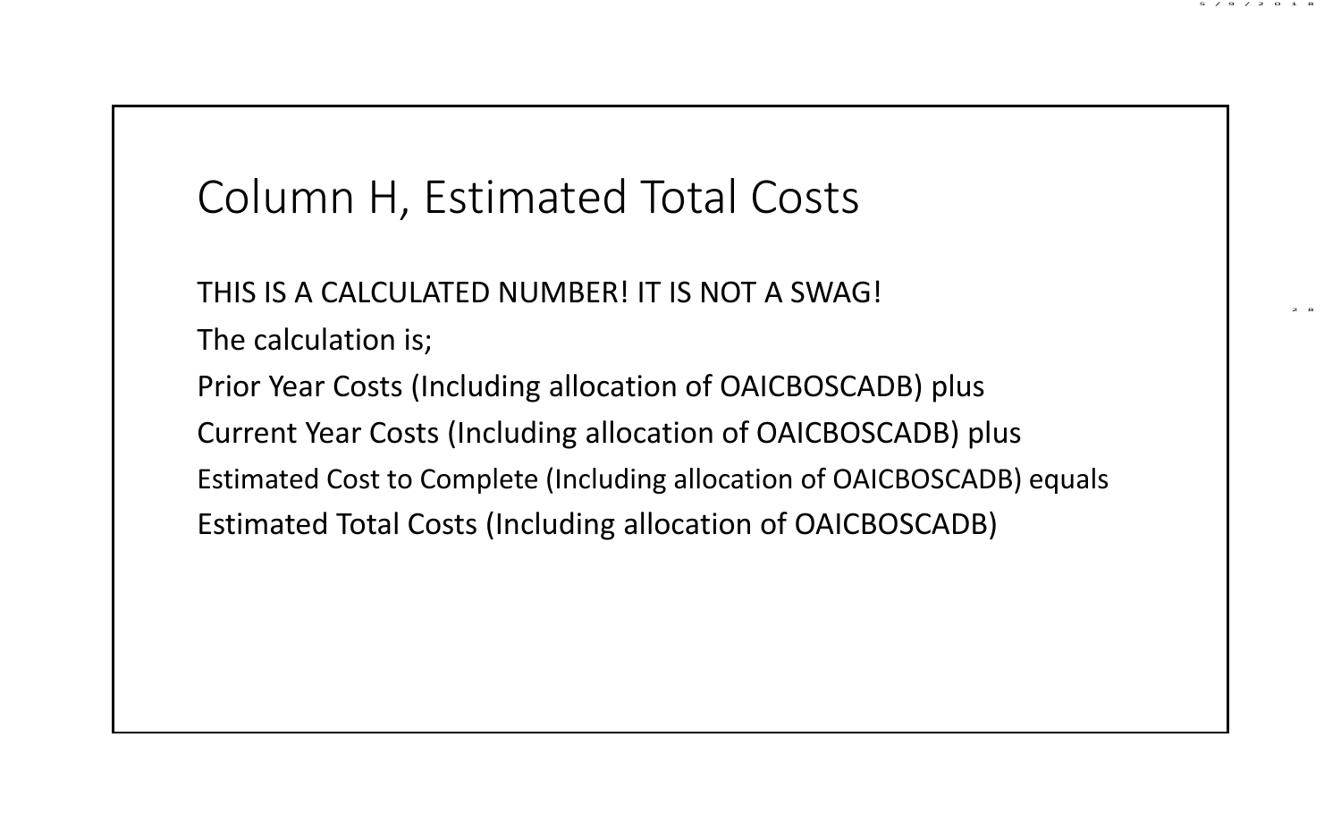# Column H, Estimated Total Costs

THIS IS A CALCULATED NUMBER! IT IS NOT A SWAG!

The calculation is;

Prior Year Costs (Including allocation of OAICBOSCADB) plus

Current Year Costs (Including allocation of OAICBOSCADB) plus

Estimated Cost to Complete (Including allocation of OAICBOSCADB) equals

Estimated Total Costs (Including allocation of OAICBOSCADB)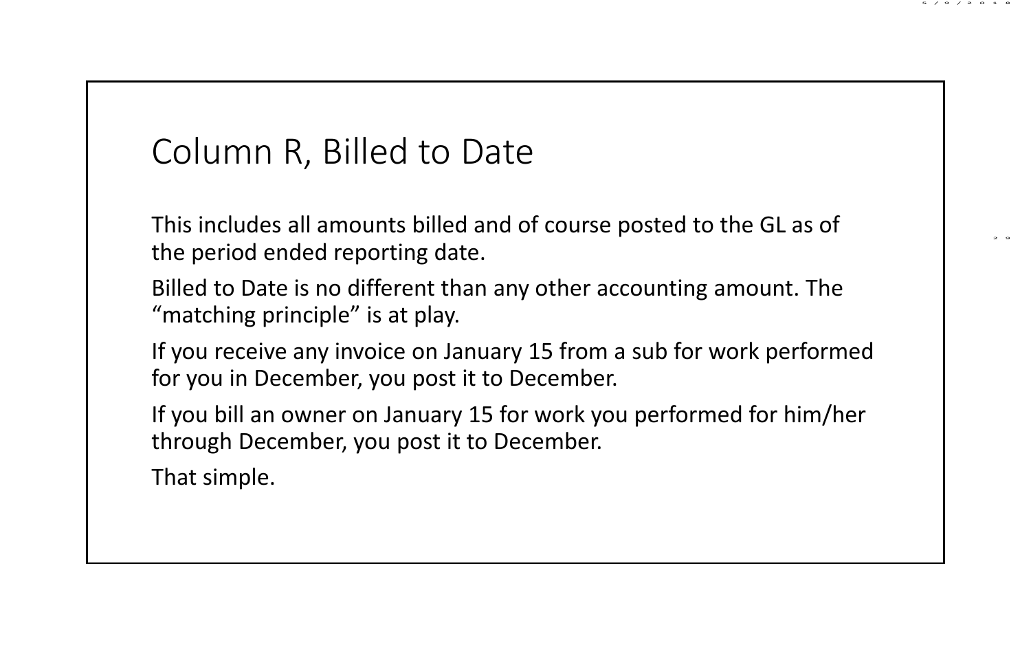# Column R, Billed to Date

This includes all amounts billed and of course posted to the GL as of the period ended reporting date.

Billed to Date is no different than any other accounting amount. The "matching principle" is at play.

If you receive any invoice on January 15 from a sub for work performed for you in December, you post it to December.

If you bill an owner on January 15 for work you performed for him/her through December, you post it to December.

That simple.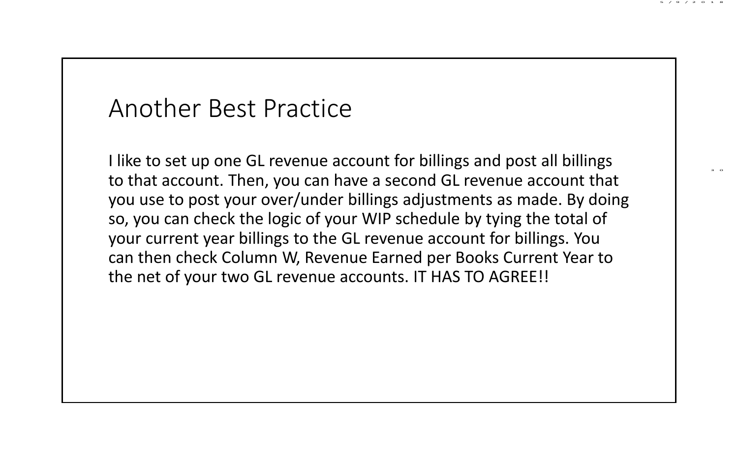# Another Best Practice

I like to set up one GL revenue account for billings and post all billings to that account. Then, you can have a second GL revenue account that you use to post your over/under billings adjustments as made. By doing so, you can check the logic of your WIP schedule by tying the total of your current year billings to the GL revenue account for billings. You can then check Column W, Revenue Earned per Books Current Year to the net of your two GL revenue accounts. IT HAS TO AGREE!!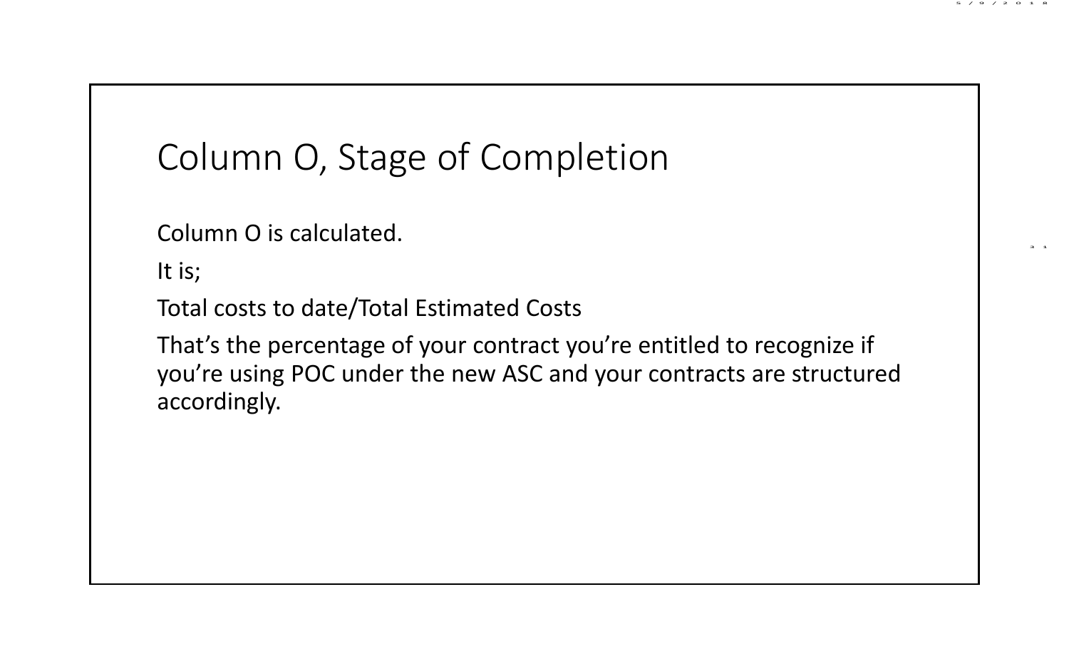# Column O, Stage of Completion

Column O is calculated.

It is;

Total costs to date/Total Estimated Costs

That's the percentage of your contract you're entitled to recognize if you're using POC under the new ASC and your contracts are structured accordingly.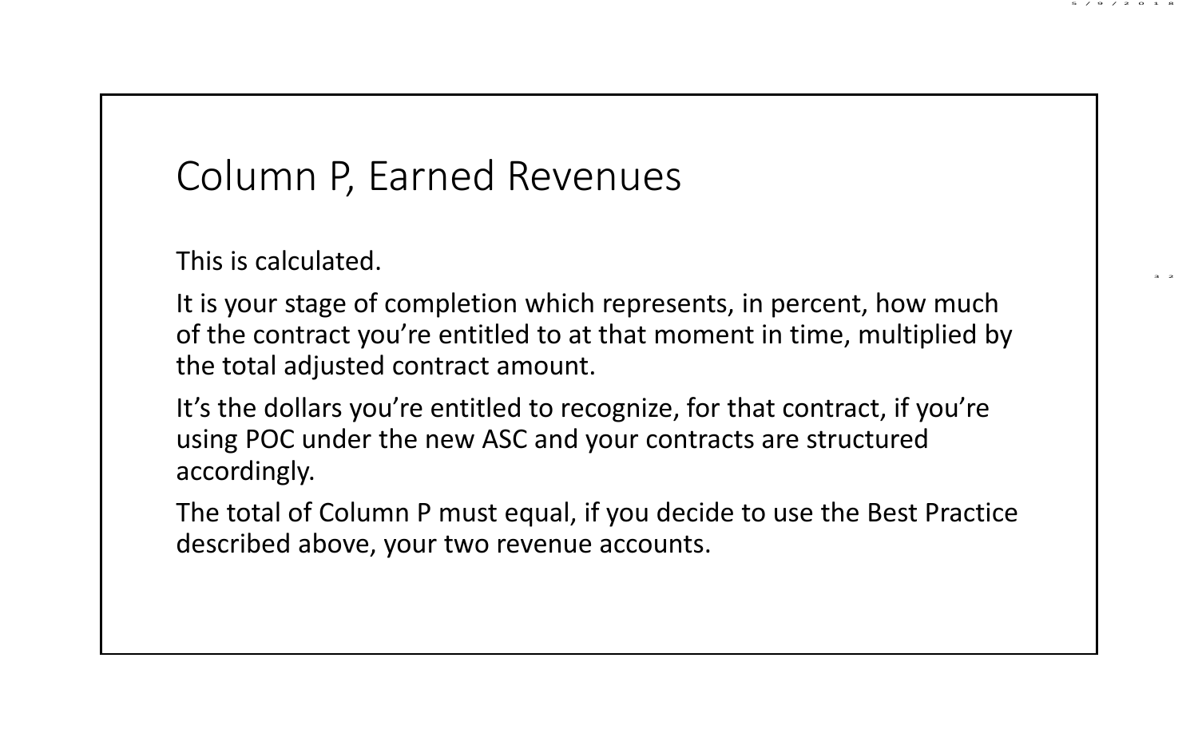# Column P, Earned Revenues

This is calculated.

It is your stage of completion which represents, in percent, how much of the contract you're entitled to at that moment in time, multiplied by the total adjusted contract amount.

It's the dollars you're entitled to recognize, for that contract, if you're using POC under the new ASC and your contracts are structured accordingly.

The total of Column P must equal, if you decide to use the Best Practice described above, your two revenue accounts.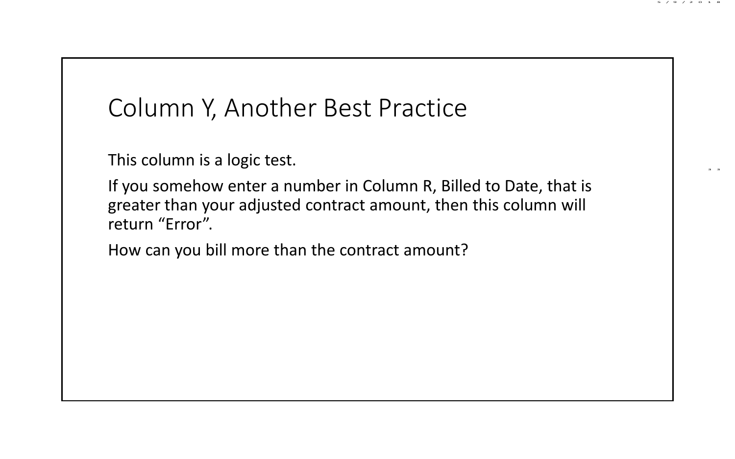# Column Y, Another Best Practice

This column is a logic test.

If you somehow enter a number in Column R, Billed to Date, that is greater than your adjusted contract amount, then this column will return “Error”.

How can you bill more than the contract amount?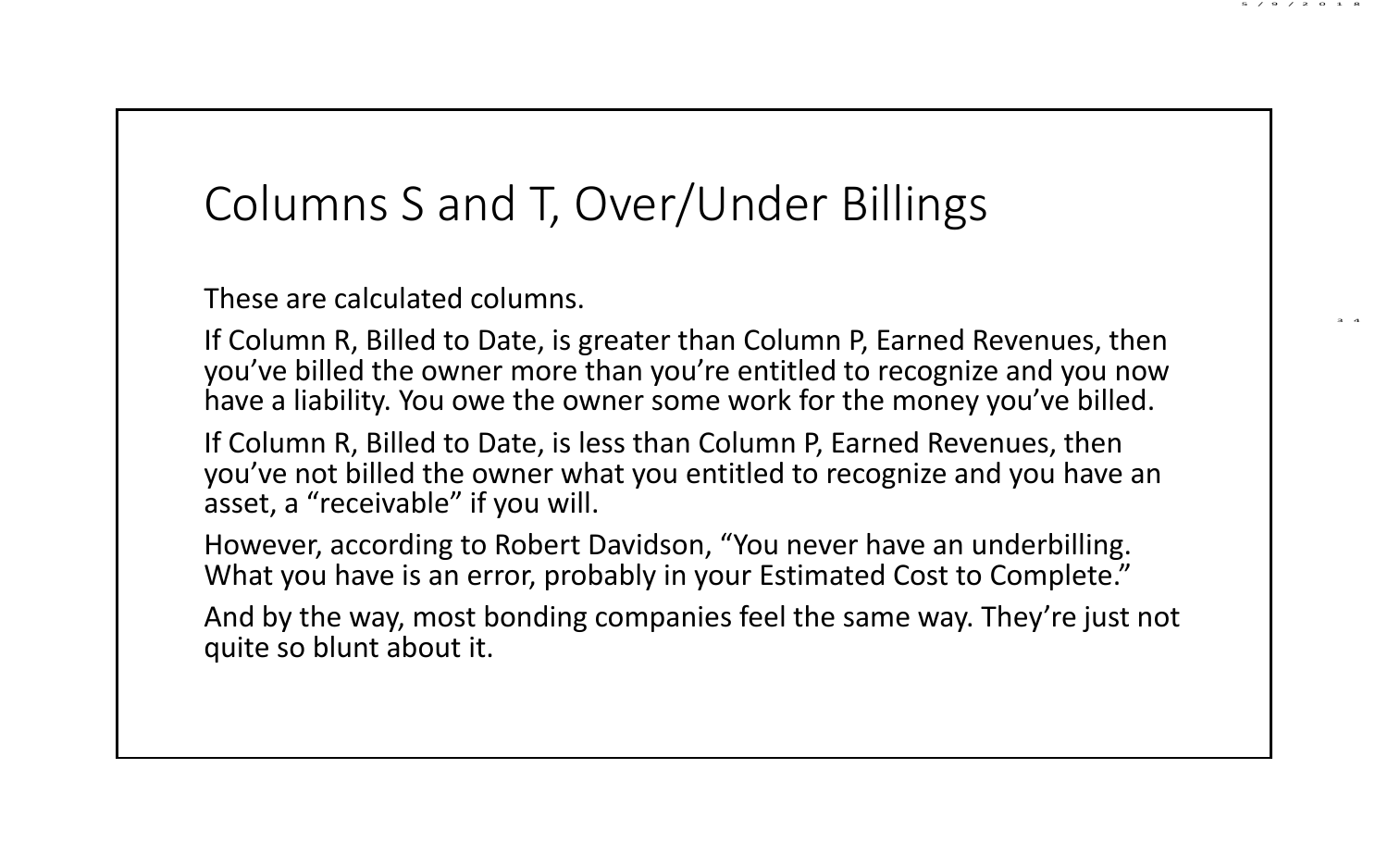# Columns S and T, Over/Under Billings

These are calculated columns.

If Column R, Billed to Date, is greater than Column P, Earned Revenues, then you've billed the owner more than you're entitled to recognize and you now have a liability. You owe the owner some work for the money you've billed.

If Column R, Billed to Date, is less than Column P, Earned Revenues, then you've not billed the owner what you entitled to recognize and you have an asset, a "receivable" if you will.

However, according to Robert Davidson, "You never have an underbilling. What you have is an error, probably in your Estimated Cost to Complete."

And by the way, most bonding companies feel the same way. They're just not quite so blunt about it.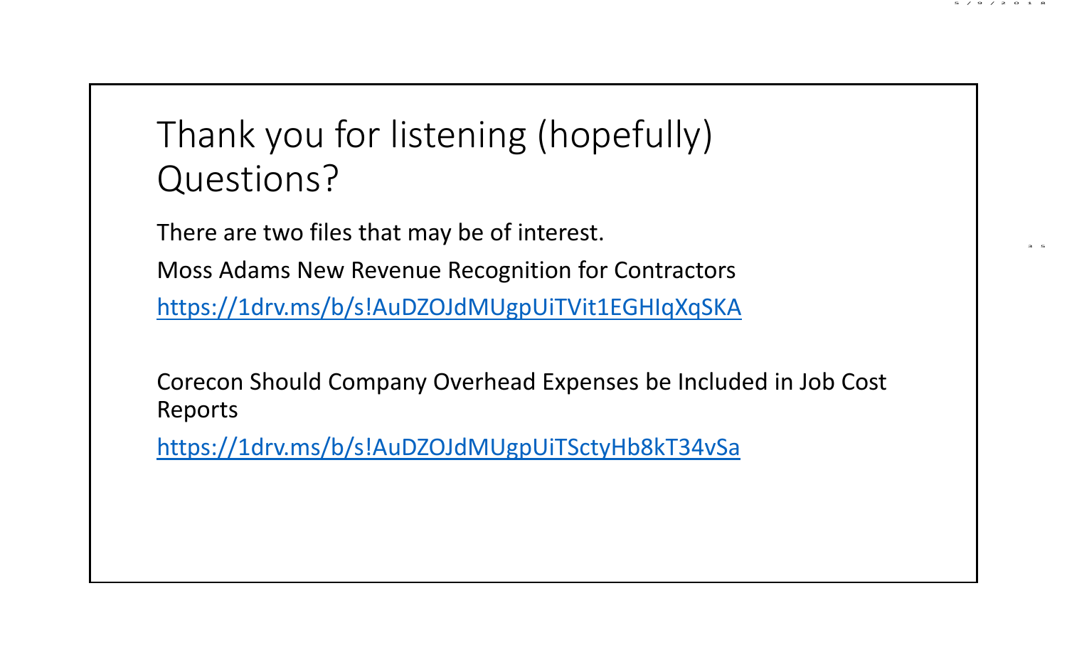# Thank you for listening (hopefully) Questions?

There are two files that may be of interest.

Moss Adams New Revenue Recognition for Contractors

https://1drv.ms/b/s!AuDZOJdMUgpUiTVit1EGHIqXqSKA

Corecon Should Company Overhead Expenses be Included in Job Cost Reports

https://1drv.ms/b/s!AuDZOJdMUgpUiTSctyHb8kT34vSa